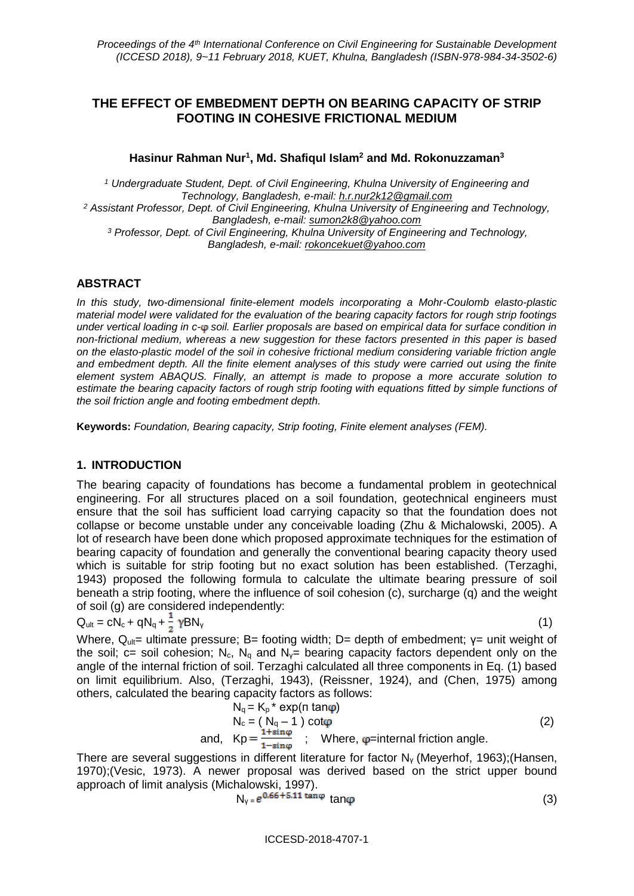# THE EFFECT OF EMBEDMENT DEPTH ON BEARING CAPACITY OF STRIP FOOTING IN COHESIVE FRICTIONAL MEDIUM

**Hasinur Rahman Nur[1], Md. Shafiqul Islam[2] and Md. Rokonuzzaman[3]**

*[1] Undergraduate Student, Dept. of Civil Engineering, Khulna University of Engineering and Technology, Bangladesh, e-mail: h.r.nur2k12@gmail.com*
*[2] Assistant Professor, Dept. of Civil Engineering, Khulna University of Engineering and Technology, Bangladesh, e-mail: sumon2k8@yahoo.com*
*[3] Professor, Dept. of Civil Engineering, Khulna University of Engineering and Technology, Bangladesh, e-mail: rokoncekuet@yahoo.com*

## ABSTRACT

*In this study, two-dimensional finite-element models incorporating a Mohr-Coulomb elasto-plastic material model were validated for the evaluation of the bearing capacity factors for rough strip footings under vertical loading in c-φ soil. Earlier proposals are based on empirical data for surface condition in non-frictional medium, whereas a new suggestion for these factors presented in this paper is based on the elasto-plastic model of the soil in cohesive frictional medium considering variable friction angle and embedment depth. All the finite element analyses of this study were carried out using the finite element system ABAQUS. Finally, an attempt is made to propose a more accurate solution to estimate the bearing capacity factors of rough strip footing with equations fitted by simple functions of the soil friction angle and footing embedment depth.*

**Keywords:** *Foundation, Bearing capacity, Strip footing, Finite element analyses (FEM).*

## 1. INTRODUCTION

The bearing capacity of foundations has become a fundamental problem in geotechnical engineering. For all structures placed on a soil foundation, geotechnical engineers must ensure that the soil has sufficient load carrying capacity so that the foundation does not collapse or become unstable under any conceivable loading (Zhu & Michalowski, 2005). A lot of research have been done which proposed approximate techniques for the estimation of bearing capacity of foundation and generally the conventional bearing capacity theory used which is suitable for strip footing but no exact solution has been established. (Terzaghi, 1943) proposed the following formula to calculate the ultimate bearing pressure of soil beneath a strip footing, where the influence of soil cohesion (c), surcharge (q) and the weight of soil (g) are considered independently:

$$Q_{ult} = cN_c + qN_q + \frac{1}{2}\gamma B N_\gamma \tag{1}$$

Where, $Q_{ult}$= ultimate pressure; B= footing width; D= depth of embedment; $\gamma$= unit weight of the soil; c= soil cohesion; $N_c$, $N_q$ and $N_\gamma$= bearing capacity factors dependent only on the angle of the internal friction of soil. Terzaghi calculated all three components in Eq. (1) based on limit equilibrium. Also, (Terzaghi, 1943), (Reissner, 1924), and (Chen, 1975) among others, calculated the bearing capacity factors as follows:

$$N_q = K_p * \exp(\pi \tan\varphi)$$
$$N_c = (N_q - 1)\cot\varphi \tag{2}$$
$$\text{and,}\quad K_p = \frac{1+\sin\varphi}{1-\sin\varphi}\ ;\quad \text{Where, } \varphi\text{=internal friction angle.}$$

There are several suggestions in different literature for factor $N_\gamma$ (Meyerhof, 1963);(Hansen, 1970);(Vesic, 1973). A newer proposal was derived based on the strict upper bound approach of limit analysis (Michalowski, 1997).

$$N_\gamma = e^{0.66+5.11\tan\varphi}\tan\varphi \tag{3}$$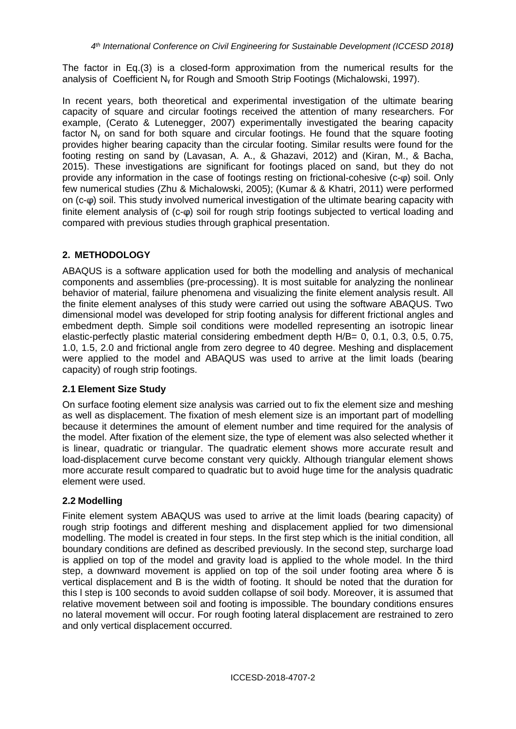The factor in Eq.(3) is a closed-form approximation from the numerical results for the analysis of Coefficient $N_\gamma$ for Rough and Smooth Strip Footings (Michalowski, 1997).

In recent years, both theoretical and experimental investigation of the ultimate bearing capacity of square and circular footings received the attention of many researchers. For example, (Cerato & Lutenegger, 2007) experimentally investigated the bearing capacity factor $N_\gamma$ on sand for both square and circular footings. He found that the square footing provides higher bearing capacity than the circular footing. Similar results were found for the footing resting on sand by (Lavasan, A. A., & Ghazavi, 2012) and (Kiran, M., & Bacha, 2015). These investigations are significant for footings placed on sand, but they do not provide any information in the case of footings resting on frictional-cohesive (c-$\varphi$) soil. Only few numerical studies (Zhu & Michalowski, 2005); (Kumar & & Khatri, 2011) were performed on (c-$\varphi$) soil. This study involved numerical investigation of the ultimate bearing capacity with finite element analysis of (c-$\varphi$) soil for rough strip footings subjected to vertical loading and compared with previous studies through graphical presentation.

## 2. METHODOLOGY

ABAQUS is a software application used for both the modelling and analysis of mechanical components and assemblies (pre-processing). It is most suitable for analyzing the nonlinear behavior of material, failure phenomena and visualizing the finite element analysis result. All the finite element analyses of this study were carried out using the software ABAQUS. Two dimensional model was developed for strip footing analysis for different frictional angles and embedment depth. Simple soil conditions were modelled representing an isotropic linear elastic-perfectly plastic material considering embedment depth H/B= 0, 0.1, 0.3, 0.5, 0.75, 1.0, 1.5, 2.0 and frictional angle from zero degree to 40 degree. Meshing and displacement were applied to the model and ABAQUS was used to arrive at the limit loads (bearing capacity) of rough strip footings.

### 2.1 Element Size Study

On surface footing element size analysis was carried out to fix the element size and meshing as well as displacement. The fixation of mesh element size is an important part of modelling because it determines the amount of element number and time required for the analysis of the model. After fixation of the element size, the type of element was also selected whether it is linear, quadratic or triangular. The quadratic element shows more accurate result and load-displacement curve become constant very quickly. Although triangular element shows more accurate result compared to quadratic but to avoid huge time for the analysis quadratic element were used.

### 2.2 Modelling

Finite element system ABAQUS was used to arrive at the limit loads (bearing capacity) of rough strip footings and different meshing and displacement applied for two dimensional modelling. The model is created in four steps. In the first step which is the initial condition, all boundary conditions are defined as described previously. In the second step, surcharge load is applied on top of the model and gravity load is applied to the whole model. In the third step, a downward movement is applied on top of the soil under footing area where δ is vertical displacement and B is the width of footing. It should be noted that the duration for this l step is 100 seconds to avoid sudden collapse of soil body. Moreover, it is assumed that relative movement between soil and footing is impossible. The boundary conditions ensures no lateral movement will occur. For rough footing lateral displacement are restrained to zero and only vertical displacement occurred.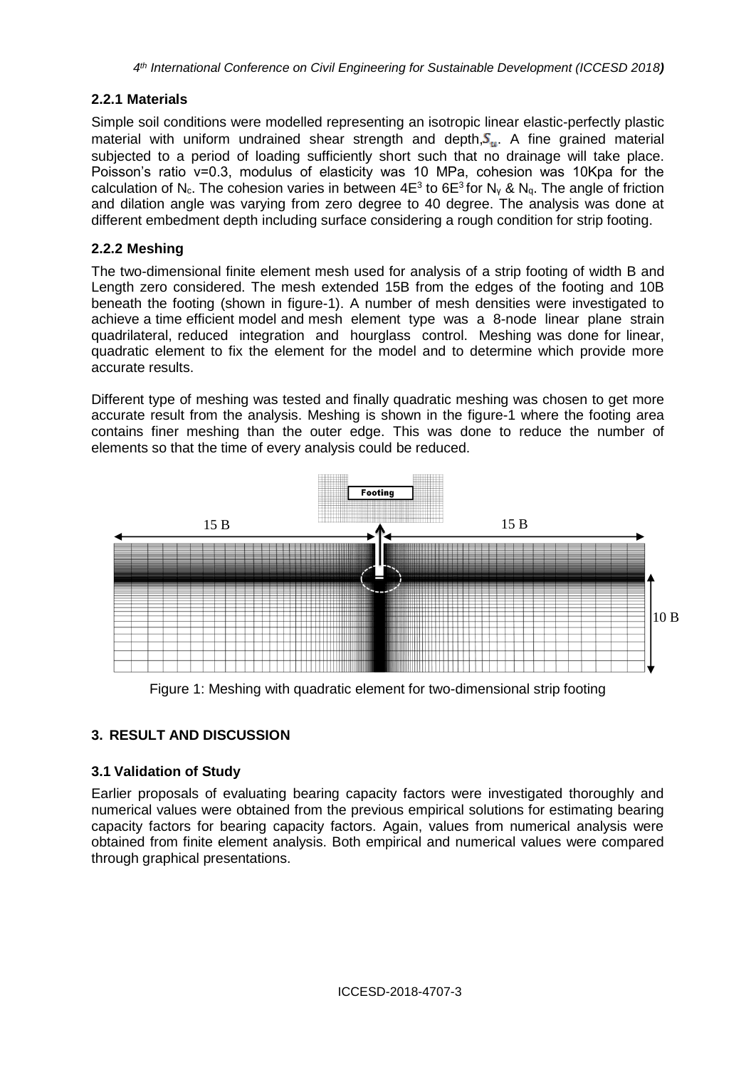### 2.2.1 Materials

Simple soil conditions were modelled representing an isotropic linear elastic-perfectly plastic material with uniform undrained shear strength and depth, $S_u$. A fine grained material subjected to a period of loading sufficiently short such that no drainage will take place. Poisson's ratio v=0.3, modulus of elasticity was 10 MPa, cohesion was 10Kpa for the calculation of $N_c$. The cohesion varies in between $4E^3$ to $6E^3$ for $N_\gamma$ & $N_q$. The angle of friction and dilation angle was varying from zero degree to 40 degree. The analysis was done at different embedment depth including surface considering a rough condition for strip footing.

### 2.2.2 Meshing

The two-dimensional finite element mesh used for analysis of a strip footing of width B and Length zero considered. The mesh extended 15B from the edges of the footing and 10B beneath the footing (shown in figure-1). A number of mesh densities were investigated to achieve a time efficient model and mesh element type was a 8-node linear plane strain quadrilateral, reduced integration and hourglass control. Meshing was done for linear, quadratic element to fix the element for the model and to determine which provide more accurate results.

Different type of meshing was tested and finally quadratic meshing was chosen to get more accurate result from the analysis. Meshing is shown in the figure-1 where the footing area contains finer meshing than the outer edge. This was done to reduce the number of elements so that the time of every analysis could be reduced.

Figure 1: Meshing with quadratic element for two-dimensional strip footing

## 3. RESULT AND DISCUSSION

### 3.1 Validation of Study

Earlier proposals of evaluating bearing capacity factors were investigated thoroughly and numerical values were obtained from the previous empirical solutions for estimating bearing capacity factors for bearing capacity factors. Again, values from numerical analysis were obtained from finite element analysis. Both empirical and numerical values were compared through graphical presentations.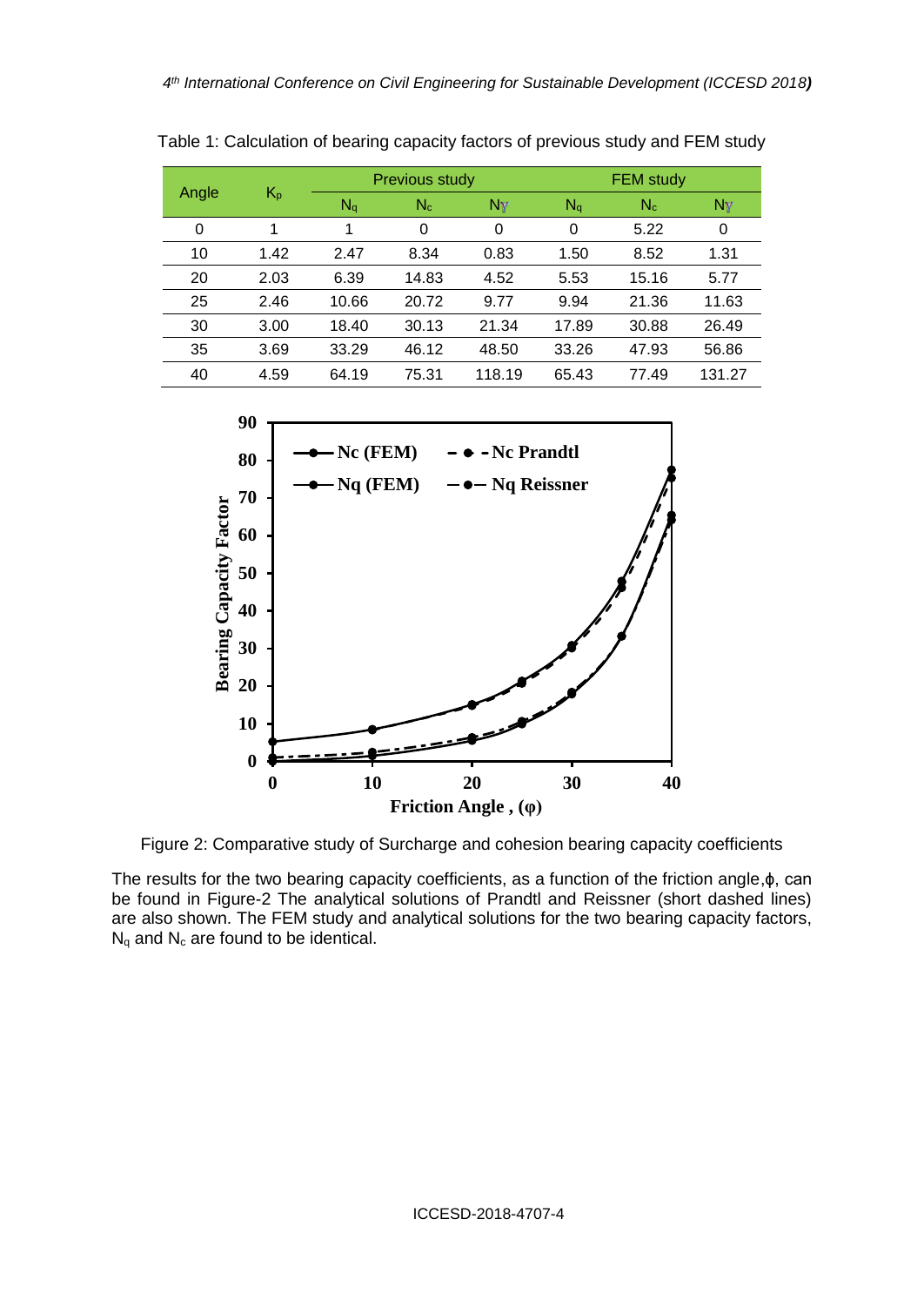Table 1: Calculation of bearing capacity factors of previous study and FEM study

| Angle | $K_p$ | Previous study | | | FEM study | | |
|---|---|---|---|---|---|---|---|
| | | $N_q$ | $N_c$ | $N_\gamma$ | $N_q$ | $N_c$ | $N_\gamma$ |
| 0 | 1 | 1 | 0 | 0 | 0 | 5.22 | 0 |
| 10 | 1.42 | 2.47 | 8.34 | 0.83 | 1.50 | 8.52 | 1.31 |
| 20 | 2.03 | 6.39 | 14.83 | 4.52 | 5.53 | 15.16 | 5.77 |
| 25 | 2.46 | 10.66 | 20.72 | 9.77 | 9.94 | 21.36 | 11.63 |
| 30 | 3.00 | 18.40 | 30.13 | 21.34 | 17.89 | 30.88 | 26.49 |
| 35 | 3.69 | 33.29 | 46.12 | 48.50 | 33.26 | 47.93 | 56.86 |
| 40 | 4.59 | 64.19 | 75.31 | 118.19 | 65.43 | 77.49 | 131.27 |

Figure 2: Comparative study of Surcharge and cohesion bearing capacity coefficients

The results for the two bearing capacity coefficients, as a function of the friction angle, $\phi$, can be found in Figure-2 The analytical solutions of Prandtl and Reissner (short dashed lines) are also shown. The FEM study and analytical solutions for the two bearing capacity factors, $N_q$ and $N_c$ are found to be identical.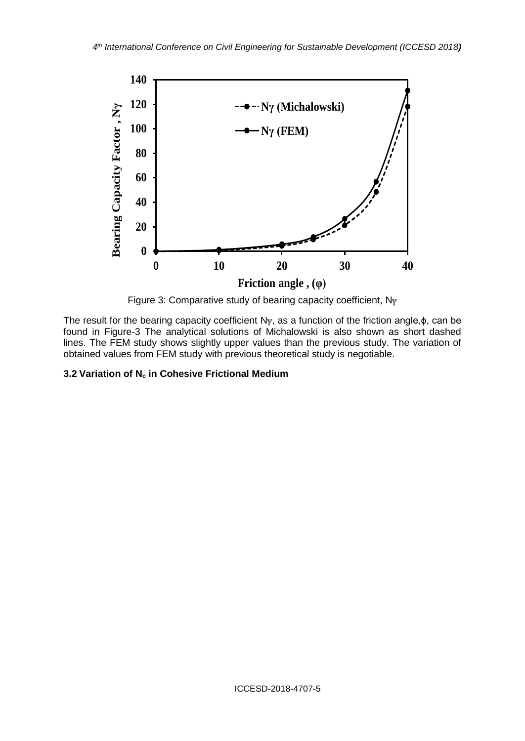Figure 3: Comparative study of bearing capacity coefficient, $N_\gamma$

The result for the bearing capacity coefficient $N_\gamma$, as a function of the friction angle, $\phi$, can be found in Figure-3 The analytical solutions of Michalowski is also shown as short dashed lines. The FEM study shows slightly upper values than the previous study. The variation of obtained values from FEM study with previous theoretical study is negotiable.

### 3.2 Variation of $N_c$ in Cohesive Frictional Medium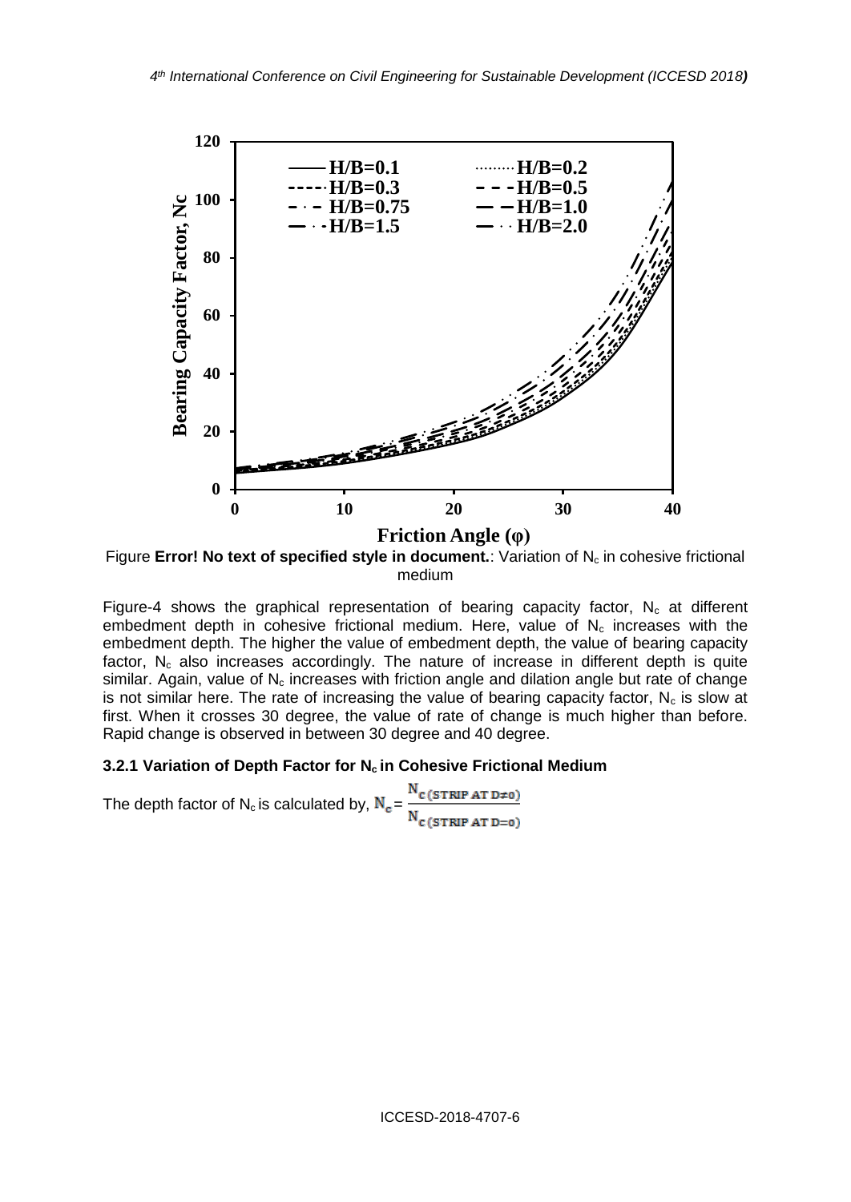Figure **Error! No text of specified style in document.**: Variation of $N_c$ in cohesive frictional medium

Figure-4 shows the graphical representation of bearing capacity factor, $N_c$ at different embedment depth in cohesive frictional medium. Here, value of $N_c$ increases with the embedment depth. The higher the value of embedment depth, the value of bearing capacity factor, $N_c$ also increases accordingly. The nature of increase in different depth is quite similar. Again, value of $N_c$ increases with friction angle and dilation angle but rate of change is not similar here. The rate of increasing the value of bearing capacity factor, $N_c$ is slow at first. When it crosses 30 degree, the value of rate of change is much higher than before. Rapid change is observed in between 30 degree and 40 degree.

### 3.2.1 Variation of Depth Factor for $N_c$ in Cohesive Frictional Medium

The depth factor of $N_c$ is calculated by, $N_c = \frac{N_{c\,(\text{STRIP AT D} \neq 0)}}{N_{c\,(\text{STRIP AT D}=0)}}$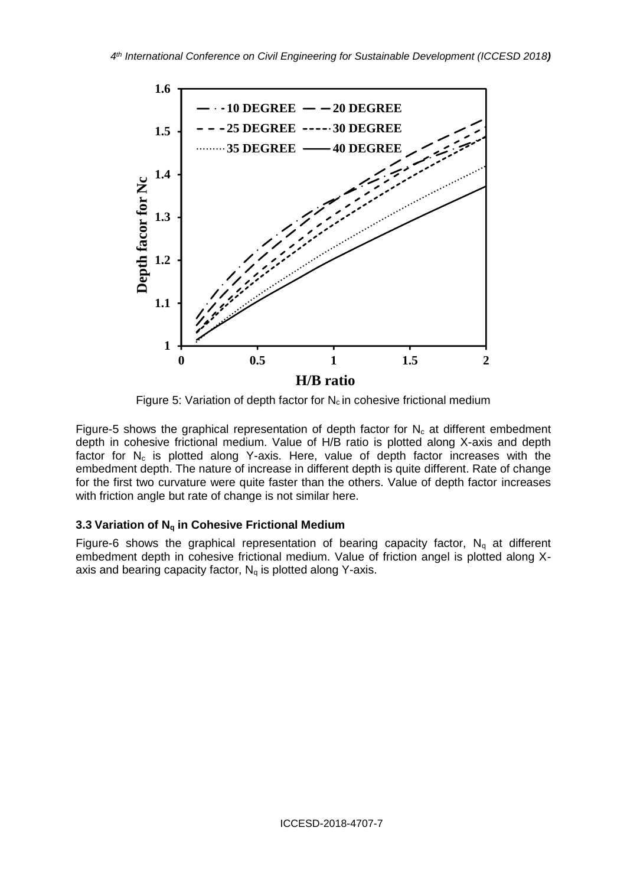Figure 5: Variation of depth factor for $N_c$ in cohesive frictional medium

Figure-5 shows the graphical representation of depth factor for $N_c$ at different embedment depth in cohesive frictional medium. Value of H/B ratio is plotted along X-axis and depth factor for $N_c$ is plotted along Y-axis. Here, value of depth factor increases with the embedment depth. The nature of increase in different depth is quite different. Rate of change for the first two curvature were quite faster than the others. Value of depth factor increases with friction angle but rate of change is not similar here.

### 3.3 Variation of $N_q$ in Cohesive Frictional Medium

Figure-6 shows the graphical representation of bearing capacity factor, $N_q$ at different embedment depth in cohesive frictional medium. Value of friction angel is plotted along X-axis and bearing capacity factor, $N_q$ is plotted along Y-axis.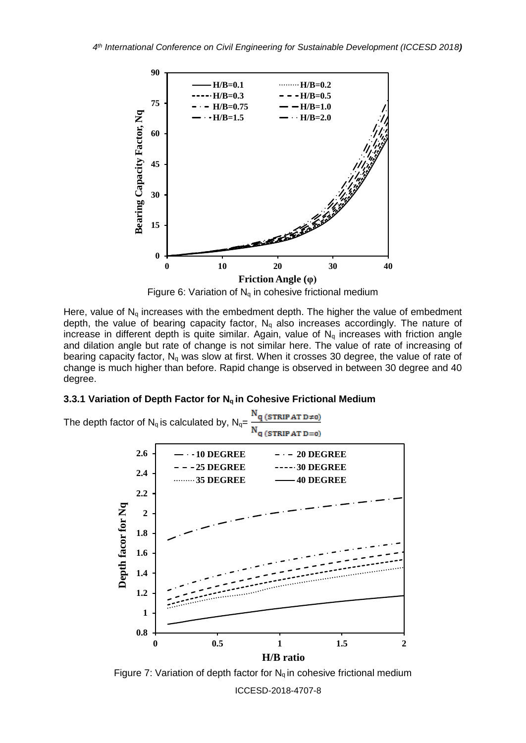Figure 6: Variation of $N_q$ in cohesive frictional medium

Here, value of $N_q$ increases with the embedment depth. The higher the value of embedment depth, the value of bearing capacity factor, $N_q$ also increases accordingly. The nature of increase in different depth is quite similar. Again, value of $N_q$ increases with friction angle and dilation angle but rate of change is not similar here. The value of rate of increasing of bearing capacity factor, $N_q$ was slow at first. When it crosses 30 degree, the value of rate of change is much higher than before. Rapid change is observed in between 30 degree and 40 degree.

### 3.3.1 Variation of Depth Factor for $N_q$ in Cohesive Frictional Medium

The depth factor of $N_q$ is calculated by, $N_q = \dfrac{N_{q\,(STRIP\,AT\,D\neq 0)}}{N_{q\,(STRIP\,AT\,D=0)}}$

Figure 7: Variation of depth factor for $N_q$ in cohesive frictional medium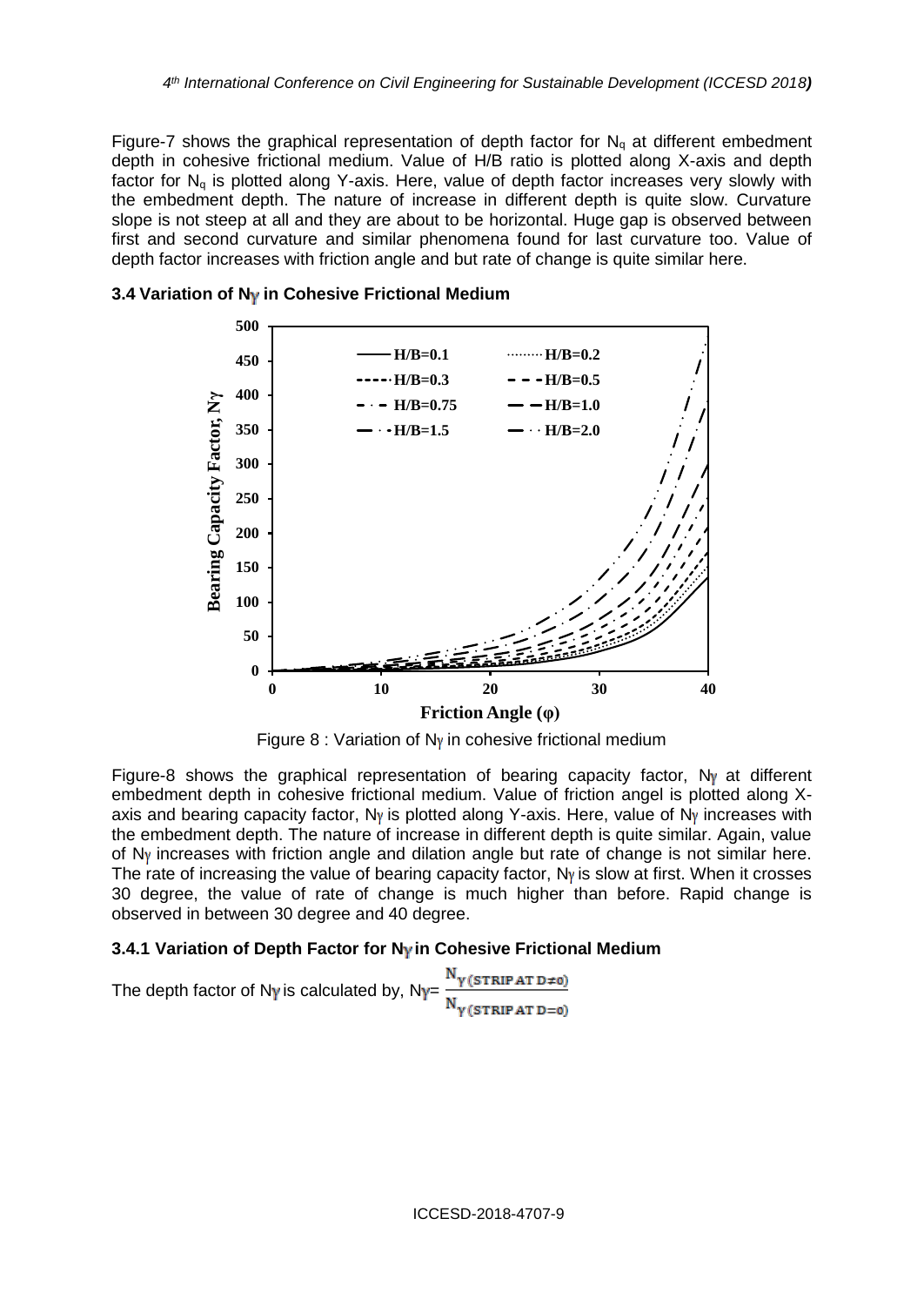Figure-7 shows the graphical representation of depth factor for $N_q$ at different embedment depth in cohesive frictional medium. Value of H/B ratio is plotted along X-axis and depth factor for $N_q$ is plotted along Y-axis. Here, value of depth factor increases very slowly with the embedment depth. The nature of increase in different depth is quite slow. Curvature slope is not steep at all and they are about to be horizontal. Huge gap is observed between first and second curvature and similar phenomena found for last curvature too. Value of depth factor increases with friction angle and but rate of change is quite similar here.

### 3.4 Variation of $N_\gamma$ in Cohesive Frictional Medium

Figure 8 : Variation of $N_\gamma$ in cohesive frictional medium

Figure-8 shows the graphical representation of bearing capacity factor, $N_\gamma$ at different embedment depth in cohesive frictional medium. Value of friction angel is plotted along X-axis and bearing capacity factor, $N_\gamma$ is plotted along Y-axis. Here, value of $N_\gamma$ increases with the embedment depth. The nature of increase in different depth is quite similar. Again, value of $N_\gamma$ increases with friction angle and dilation angle but rate of change is not similar here. The rate of increasing the value of bearing capacity factor, $N_\gamma$ is slow at first. When it crosses 30 degree, the value of rate of change is much higher than before. Rapid change is observed in between 30 degree and 40 degree.

#### 3.4.1 Variation of Depth Factor for $N_\gamma$ in Cohesive Frictional Medium

The depth factor of $N_\gamma$ is calculated by, $N_\gamma = \dfrac{N_{\gamma(\text{STRIP AT } D\neq 0)}}{N_{\gamma(\text{STRIP AT } D=0)}}$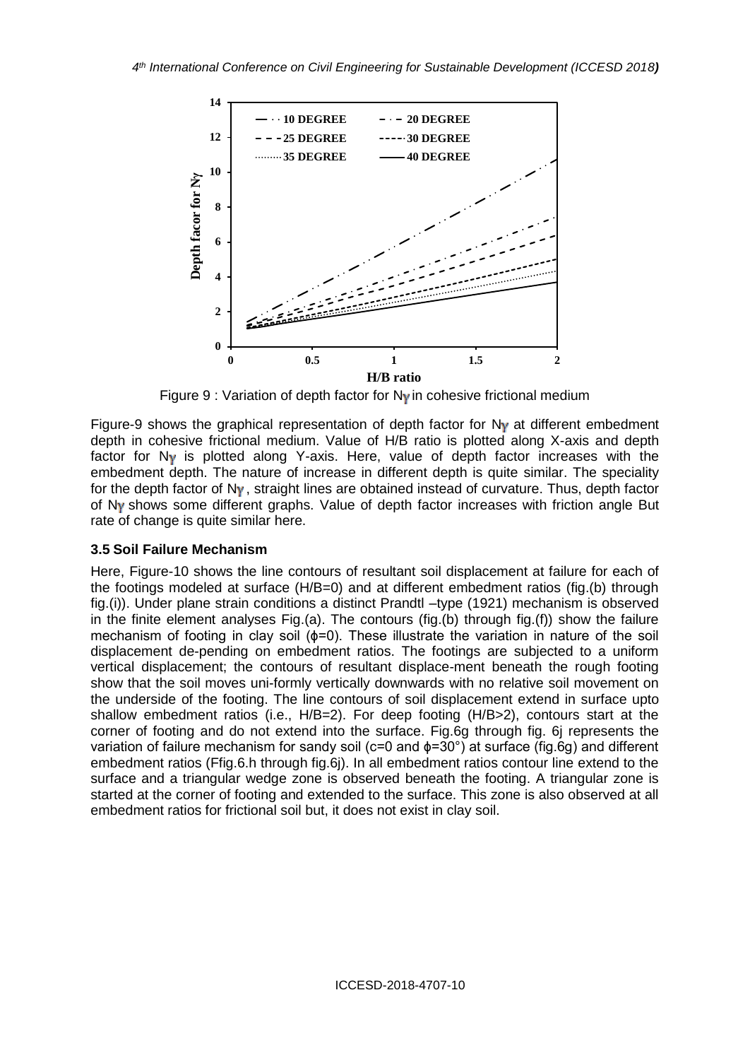Figure 9 : Variation of depth factor for $N_\gamma$ in cohesive frictional medium

Figure-9 shows the graphical representation of depth factor for $N_\gamma$ at different embedment depth in cohesive frictional medium. Value of H/B ratio is plotted along X-axis and depth factor for $N_\gamma$ is plotted along Y-axis. Here, value of depth factor increases with the embedment depth. The nature of increase in different depth is quite similar. The speciality for the depth factor of $N_\gamma$, straight lines are obtained instead of curvature. Thus, depth factor of $N_\gamma$ shows some different graphs. Value of depth factor increases with friction angle But rate of change is quite similar here.

### 3.5 Soil Failure Mechanism

Here, Figure-10 shows the line contours of resultant soil displacement at failure for each of the footings modeled at surface (H/B=0) and at different embedment ratios (fig.(b) through fig.(i)). Under plane strain conditions a distinct Prandtl –type (1921) mechanism is observed in the finite element analyses Fig.(a). The contours (fig.(b) through fig.(f)) show the failure mechanism of footing in clay soil ($\phi$=0). These illustrate the variation in nature of the soil displacement de-pending on embedment ratios. The footings are subjected to a uniform vertical displacement; the contours of resultant displace-ment beneath the rough footing show that the soil moves uni-formly vertically downwards with no relative soil movement on the underside of the footing. The line contours of soil displacement extend in surface upto shallow embedment ratios (i.e., H/B=2). For deep footing (H/B>2), contours start at the corner of footing and do not extend into the surface. Fig.6g through fig. 6j represents the variation of failure mechanism for sandy soil (c=0 and $\phi$=30°) at surface (fig.6g) and different embedment ratios (Ffig.6.h through fig.6j). In all embedment ratios contour line extend to the surface and a triangular wedge zone is observed beneath the footing. A triangular zone is started at the corner of footing and extended to the surface. This zone is also observed at all embedment ratios for frictional soil but, it does not exist in clay soil.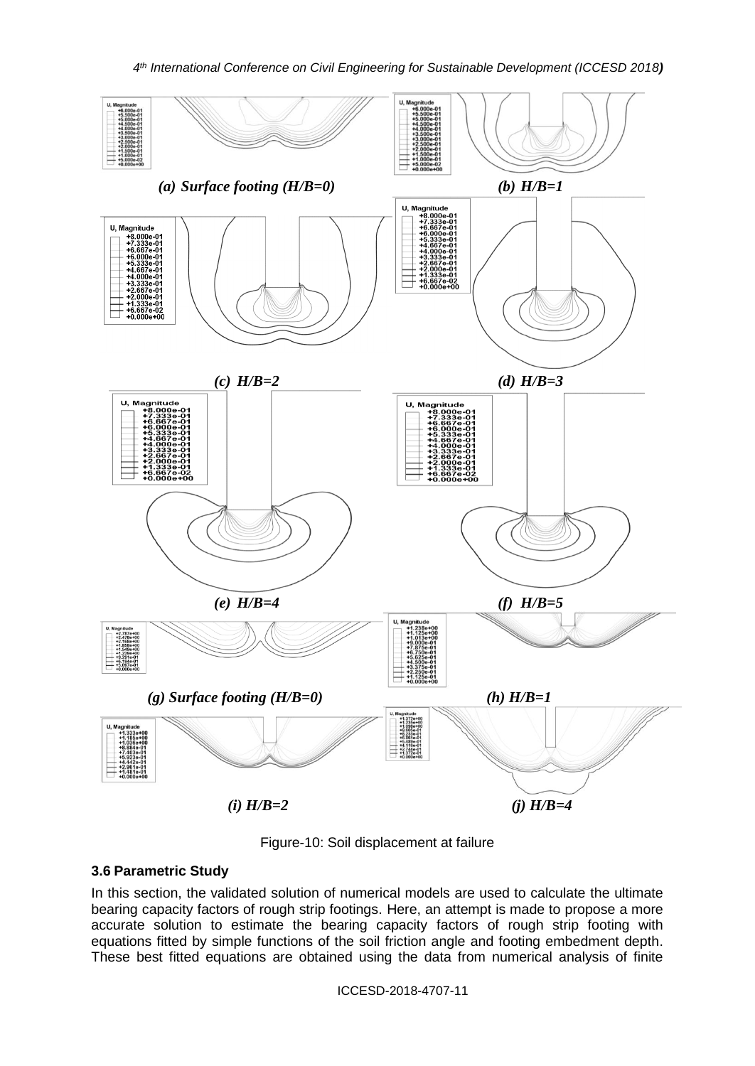*(a) Surface footing (H/B=0)*

*(b) H/B=1*

*(c) H/B=2*

*(d) H/B=3*

*(e) H/B=4*

*(f) H/B=5*

*(g) Surface footing (H/B=0)*

*(h) H/B=1*

*(i) H/B=2*

*(j) H/B=4*

Figure-10: Soil displacement at failure

### 3.6 Parametric Study

In this section, the validated solution of numerical models are used to calculate the ultimate bearing capacity factors of rough strip footings. Here, an attempt is made to propose a more accurate solution to estimate the bearing capacity factors of rough strip footing with equations fitted by simple functions of the soil friction angle and footing embedment depth. These best fitted equations are obtained using the data from numerical analysis of finite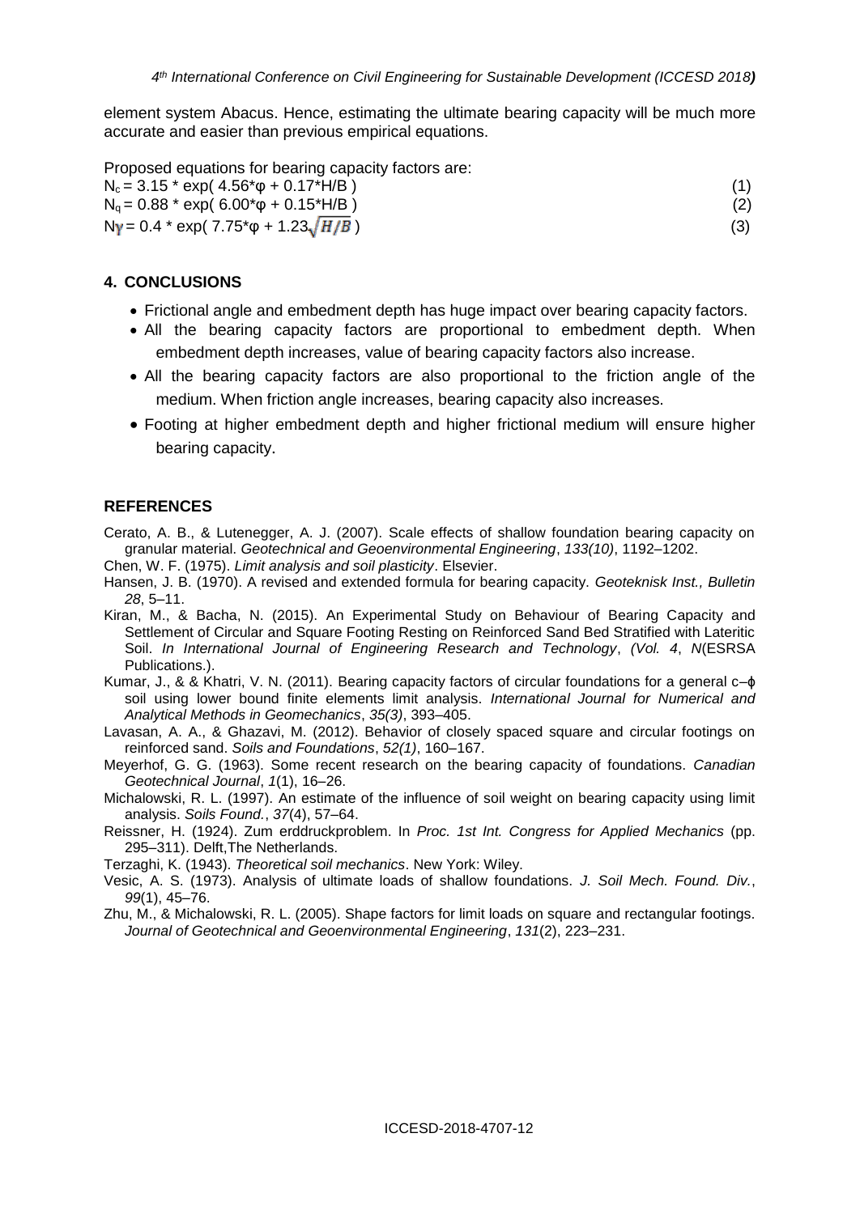element system Abacus. Hence, estimating the ultimate bearing capacity will be much more accurate and easier than previous empirical equations.

Proposed equations for bearing capacity factors are:

$$N_c = 3.15 * \exp(4.56*\varphi + 0.17*H/B) \quad (1)$$

$$N_q = 0.88 * \exp(6.00*\varphi + 0.15*H/B) \quad (2)$$

$$N_\gamma = 0.4 * \exp(7.75*\varphi + 1.23\sqrt{H/B}) \quad (3)$$

## 4. CONCLUSIONS

- Frictional angle and embedment depth has huge impact over bearing capacity factors.
- All the bearing capacity factors are proportional to embedment depth. When embedment depth increases, value of bearing capacity factors also increase.
- All the bearing capacity factors are also proportional to the friction angle of the medium. When friction angle increases, bearing capacity also increases.
- Footing at higher embedment depth and higher frictional medium will ensure higher bearing capacity.

## REFERENCES

Cerato, A. B., & Lutenegger, A. J. (2007). Scale effects of shallow foundation bearing capacity on granular material. *Geotechnical and Geoenvironmental Engineering*, *133(10)*, 1192–1202.

Chen, W. F. (1975). *Limit analysis and soil plasticity*. Elsevier.

Hansen, J. B. (1970). A revised and extended formula for bearing capacity. *Geoteknisk Inst., Bulletin 28*, 5–11.

Kiran, M., & Bacha, N. (2015). An Experimental Study on Behaviour of Bearing Capacity and Settlement of Circular and Square Footing Resting on Reinforced Sand Bed Stratified with Lateritic Soil. *In International Journal of Engineering Research and Technology*, *(Vol. 4*, *N*(ESRSA Publications.).

Kumar, J., & & Khatri, V. N. (2011). Bearing capacity factors of circular foundations for a general c–ϕ soil using lower bound finite elements limit analysis. *International Journal for Numerical and Analytical Methods in Geomechanics*, *35(3)*, 393–405.

Lavasan, A. A., & Ghazavi, M. (2012). Behavior of closely spaced square and circular footings on reinforced sand. *Soils and Foundations*, *52(1)*, 160–167.

Meyerhof, G. G. (1963). Some recent research on the bearing capacity of foundations. *Canadian Geotechnical Journal*, *1*(1), 16–26.

Michalowski, R. L. (1997). An estimate of the influence of soil weight on bearing capacity using limit analysis. *Soils Found.*, *37*(4), 57–64.

Reissner, H. (1924). Zum erddruckproblem. In *Proc. 1st Int. Congress for Applied Mechanics* (pp. 295–311). Delft,The Netherlands.

Terzaghi, K. (1943). *Theoretical soil mechanics*. New York: Wiley.

Vesic, A. S. (1973). Analysis of ultimate loads of shallow foundations. *J. Soil Mech. Found. Div.*, *99*(1), 45–76.

Zhu, M., & Michalowski, R. L. (2005). Shape factors for limit loads on square and rectangular footings. *Journal of Geotechnical and Geoenvironmental Engineering*, *131*(2), 223–231.